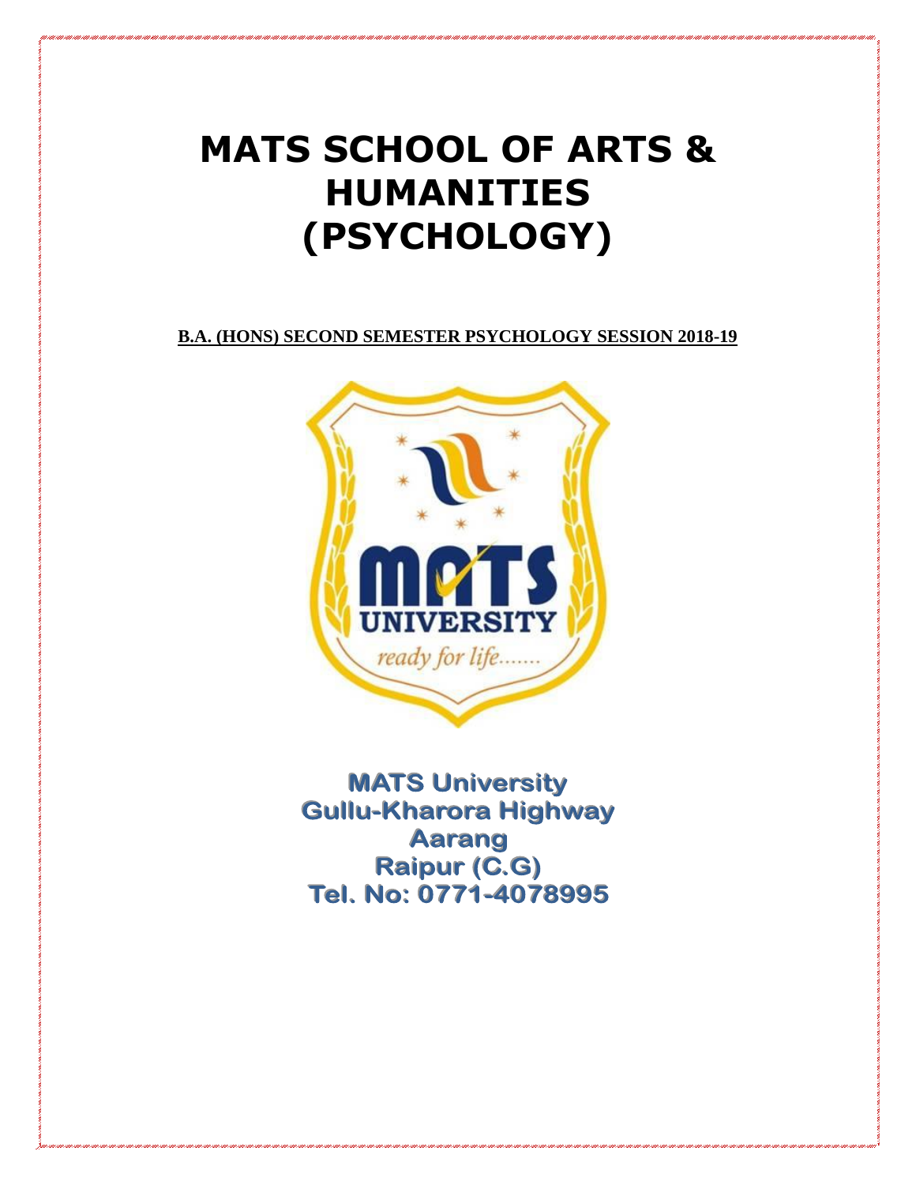# MATS SCHOOL OF ARTS & HUMANITIES (PSYCHOLOGY)

**B.A. (HONS) SECOND SEMESTER PSYCHOLOGY SESSION 2018-19**

MATS University
Gullu-Kharora Highway
Aarang
Raipur (C.G)
Tel. No: 0771-4078995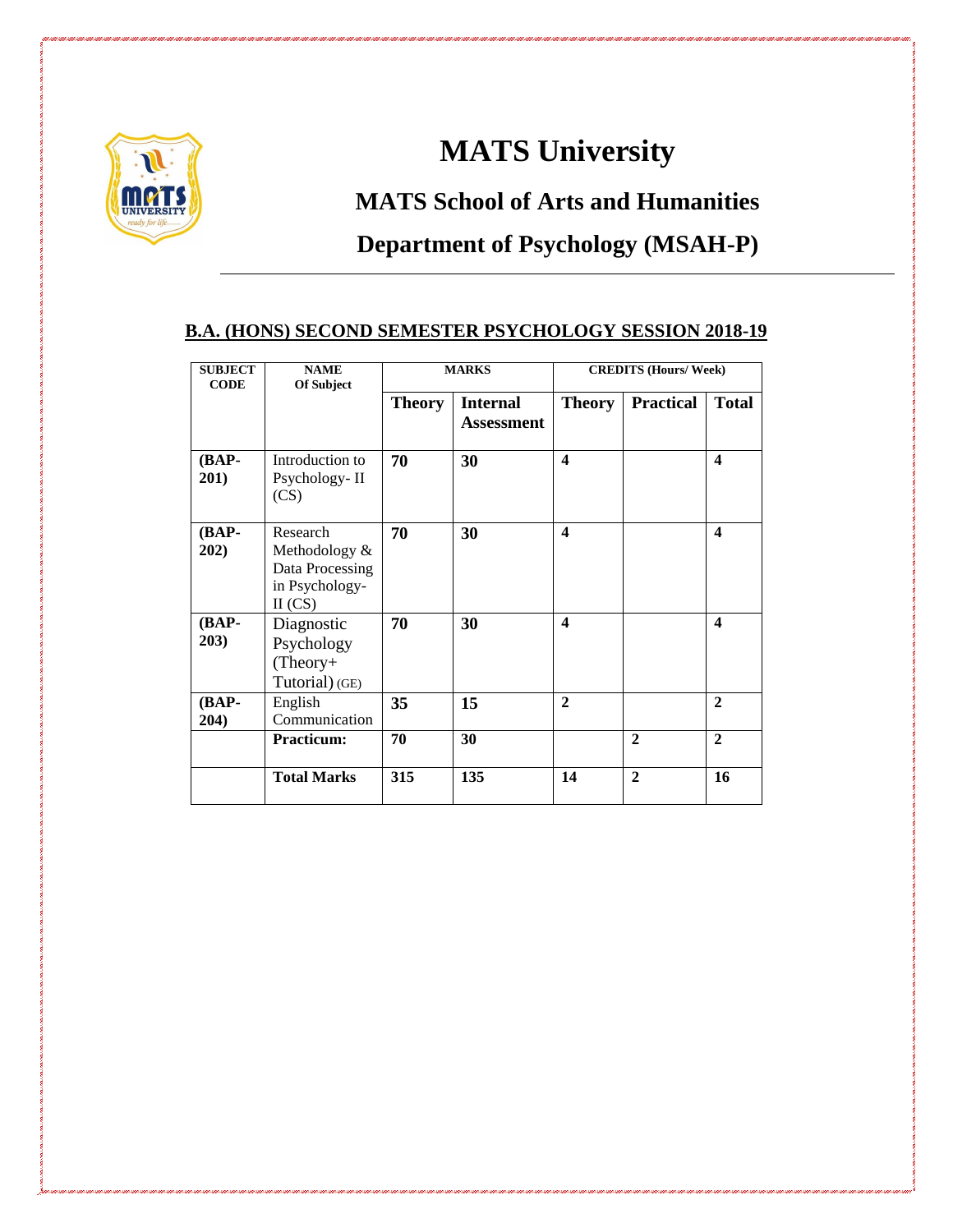# MATS University

## MATS School of Arts and Humanities

## Department of Psychology (MSAH-P)

---

### B.A. (HONS) SECOND SEMESTER PSYCHOLOGY SESSION 2018-19

| SUBJECT CODE | NAME Of Subject | MARKS | | CREDITS (Hours/ Week) | | |
|---|---|---|---|---|---|---|
| | | **Theory** | **Internal Assessment** | **Theory** | **Practical** | **Total** |
| **(BAP-201)** | Introduction to Psychology- II (CS) | **70** | **30** | **4** | | **4** |
| **(BAP-202)** | Research Methodology & Data Processing in Psychology-II (CS) | **70** | **30** | **4** | | **4** |
| **(BAP-203)** | Diagnostic Psychology (Theory+ Tutorial) (GE) | **70** | **30** | **4** | | **4** |
| **(BAP-204)** | English Communication | **35** | **15** | **2** | | **2** |
| | **Practicum:** | **70** | **30** | | **2** | **2** |
| | **Total Marks** | **315** | **135** | **14** | **2** | **16** |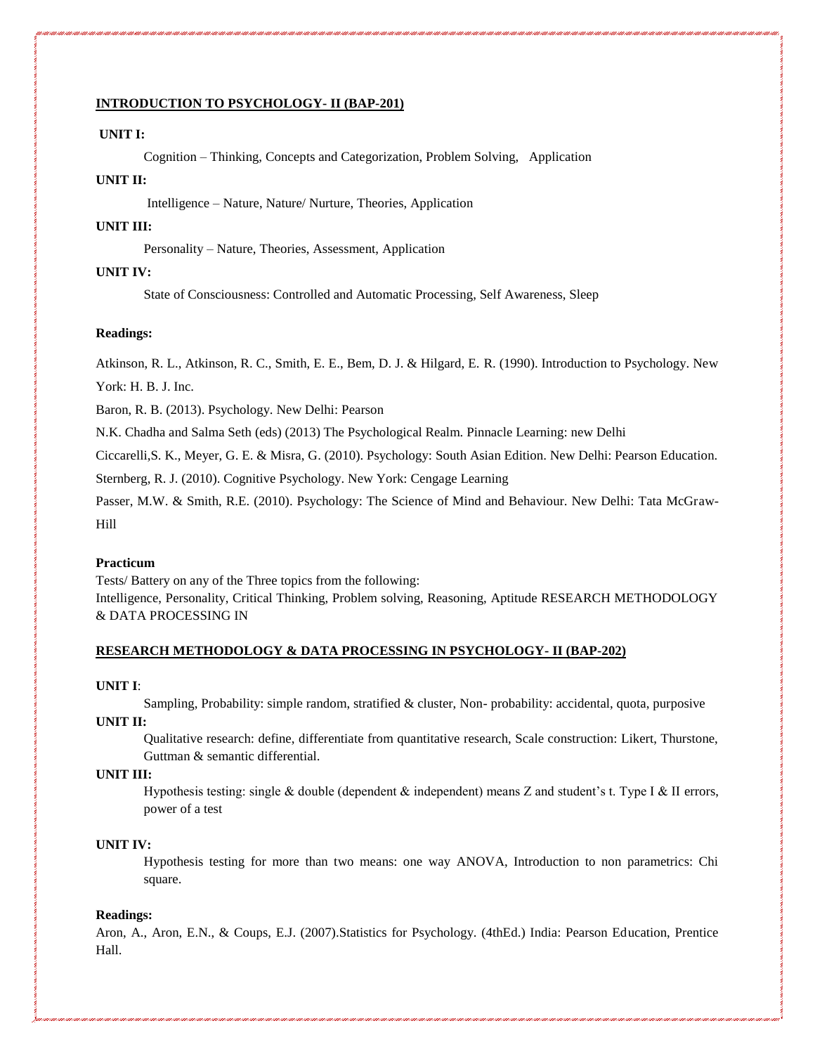## INTRODUCTION TO PSYCHOLOGY- II (BAP-201)

**UNIT I:**

Cognition – Thinking, Concepts and Categorization, Problem Solving, Application

**UNIT II:**

Intelligence – Nature, Nature/ Nurture, Theories, Application

**UNIT III:**

Personality – Nature, Theories, Assessment, Application

**UNIT IV:**

State of Consciousness: Controlled and Automatic Processing, Self Awareness, Sleep

**Readings:**

Atkinson, R. L., Atkinson, R. C., Smith, E. E., Bem, D. J. & Hilgard, E. R. (1990). Introduction to Psychology. New York: H. B. J. Inc.

Baron, R. B. (2013). Psychology. New Delhi: Pearson

N.K. Chadha and Salma Seth (eds) (2013) The Psychological Realm. Pinnacle Learning: new Delhi

Ciccarelli,S. K., Meyer, G. E. & Misra, G. (2010). Psychology: South Asian Edition. New Delhi: Pearson Education.

Sternberg, R. J. (2010). Cognitive Psychology. New York: Cengage Learning

Passer, M.W. & Smith, R.E. (2010). Psychology: The Science of Mind and Behaviour. New Delhi: Tata McGraw-Hill

**Practicum**

Tests/ Battery on any of the Three topics from the following:
Intelligence, Personality, Critical Thinking, Problem solving, Reasoning, Aptitude RESEARCH METHODOLOGY & DATA PROCESSING IN

## RESEARCH METHODOLOGY & DATA PROCESSING IN PSYCHOLOGY- II (BAP-202)

**UNIT I**:

Sampling, Probability: simple random, stratified & cluster, Non- probability: accidental, quota, purposive

**UNIT II:**

Qualitative research: define, differentiate from quantitative research, Scale construction: Likert, Thurstone, Guttman & semantic differential.

**UNIT III:**

Hypothesis testing: single & double (dependent & independent) means Z and student's t. Type I & II errors, power of a test

**UNIT IV:**

Hypothesis testing for more than two means: one way ANOVA, Introduction to non parametrics: Chi square.

**Readings:**

Aron, A., Aron, E.N., & Coups, E.J. (2007).Statistics for Psychology. (4thEd.) India: Pearson Education, Prentice Hall.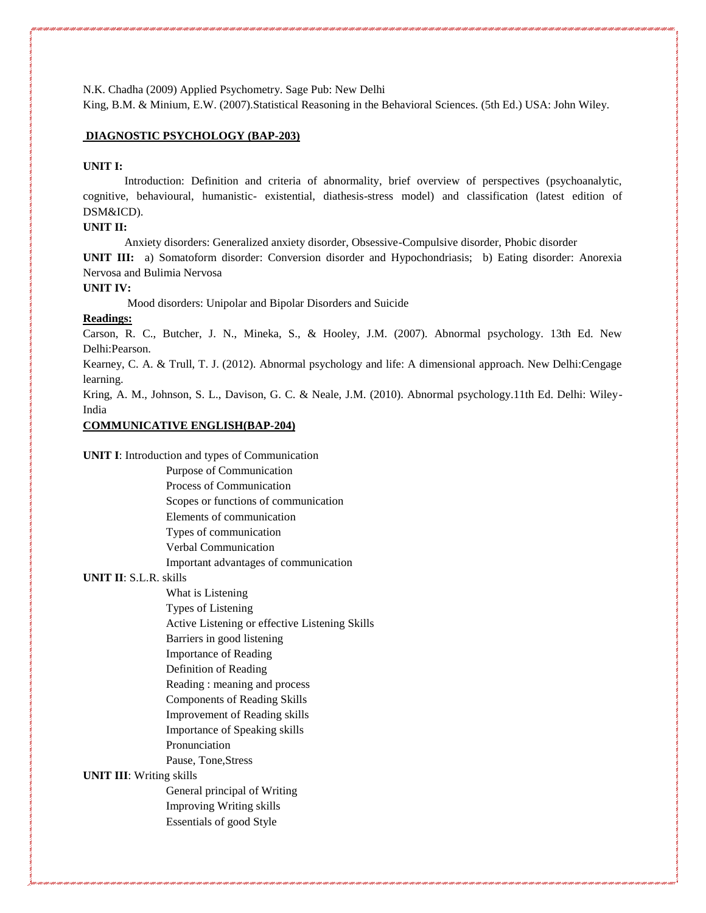N.K. Chadha (2009) Applied Psychometry. Sage Pub: New Delhi

King, B.M. & Minium, E.W. (2007).Statistical Reasoning in the Behavioral Sciences. (5th Ed.) USA: John Wiley.

## DIAGNOSTIC PSYCHOLOGY (BAP-203)

**UNIT I:**

Introduction: Definition and criteria of abnormality, brief overview of perspectives (psychoanalytic, cognitive, behavioural, humanistic- existential, diathesis-stress model) and classification (latest edition of DSM&ICD).

**UNIT II:**

Anxiety disorders: Generalized anxiety disorder, Obsessive-Compulsive disorder, Phobic disorder

**UNIT III:** a) Somatoform disorder: Conversion disorder and Hypochondriasis; b) Eating disorder: Anorexia Nervosa and Bulimia Nervosa

**UNIT IV:**

Mood disorders: Unipolar and Bipolar Disorders and Suicide

**Readings:**

Carson, R. C., Butcher, J. N., Mineka, S., & Hooley, J.M. (2007). Abnormal psychology. 13th Ed. New Delhi:Pearson.

Kearney, C. A. & Trull, T. J. (2012). Abnormal psychology and life: A dimensional approach. New Delhi:Cengage learning.

Kring, A. M., Johnson, S. L., Davison, G. C. & Neale, J.M. (2010). Abnormal psychology.11th Ed. Delhi: Wiley-India

## COMMUNICATIVE ENGLISH(BAP-204)

**UNIT I**: Introduction and types of Communication

- Purpose of Communication
- Process of Communication
- Scopes or functions of communication
- Elements of communication
- Types of communication
- Verbal Communication
- Important advantages of communication

**UNIT II**: S.L.R. skills

- What is Listening
- Types of Listening
- Active Listening or effective Listening Skills
- Barriers in good listening
- Importance of Reading
- Definition of Reading
- Reading : meaning and process
- Components of Reading Skills
- Improvement of Reading skills
- Importance of Speaking skills
- Pronunciation
- Pause, Tone,Stress

**UNIT III**: Writing skills

- General principal of Writing
- Improving Writing skills
- Essentials of good Style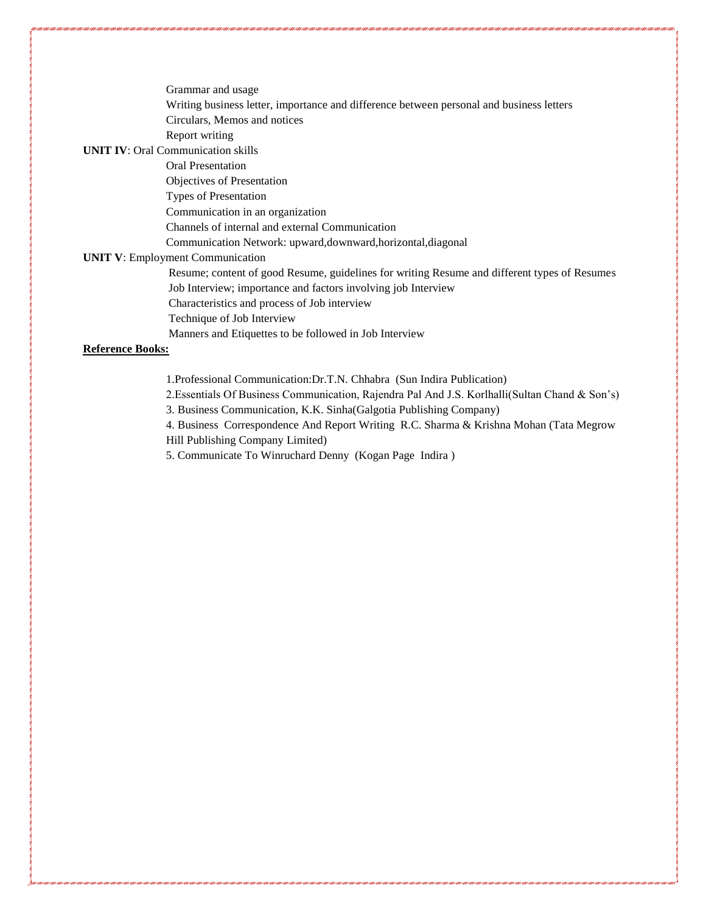Grammar and usage

Writing business letter, importance and difference between personal and business letters

Circulars, Memos and notices

Report writing

**UNIT IV**: Oral Communication skills

Oral Presentation

Objectives of Presentation

Types of Presentation

Communication in an organization

Channels of internal and external Communication

Communication Network: upward,downward,horizontal,diagonal

**UNIT V**: Employment Communication

Resume; content of good Resume, guidelines for writing Resume and different types of Resumes

Job Interview; importance and factors involving job Interview

Characteristics and process of Job interview

Technique of Job Interview

Manners and Etiquettes to be followed in Job Interview

**Reference Books:**

1.Professional Communication:Dr.T.N. Chhabra (Sun Indira Publication)

2.Essentials Of Business Communication, Rajendra Pal And J.S. Korlhalli(Sultan Chand & Son's)

3. Business Communication, K.K. Sinha(Galgotia Publishing Company)

4. Business Correspondence And Report Writing R.C. Sharma & Krishna Mohan (Tata Megrow Hill Publishing Company Limited)

5. Communicate To Winruchard Denny (Kogan Page Indira )